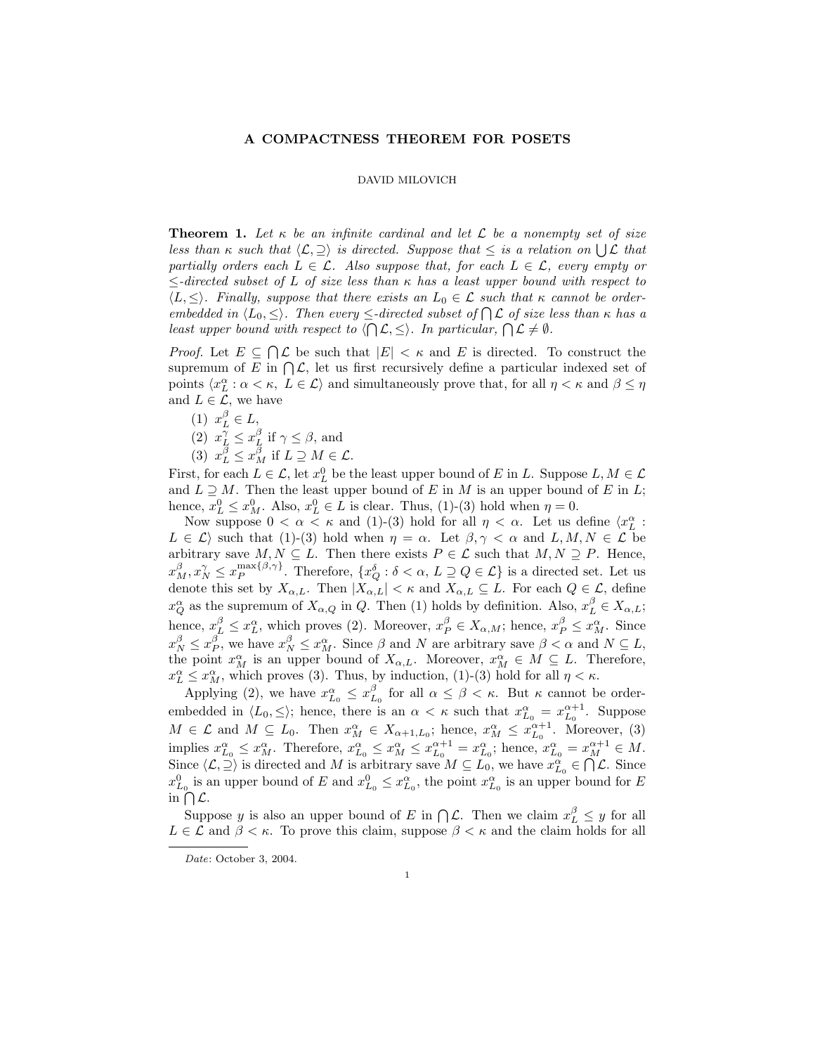# A COMPACTNESS THEOREM FOR POSETS

DAVID MILOVICH

**Theorem 1.** *Let $\kappa$ be an infinite cardinal and let $\mathcal{L}$ be a nonempty set of size less than $\kappa$ such that $\langle \mathcal{L}, \supseteq \rangle$ is directed. Suppose that $\leq$ is a relation on $\bigcup \mathcal{L}$ that partially orders each $L \in \mathcal{L}$. Also suppose that, for each $L \in \mathcal{L}$, every empty or $\leq$-directed subset of $L$ of size less than $\kappa$ has a least upper bound with respect to $\langle L, \leq \rangle$. Finally, suppose that there exists an $L_0 \in \mathcal{L}$ such that $\kappa$ cannot be order-embedded in $\langle L_0, \leq \rangle$. Then every $\leq$-directed subset of $\bigcap \mathcal{L}$ of size less than $\kappa$ has a least upper bound with respect to $\langle \bigcap \mathcal{L}, \leq \rangle$. In particular, $\bigcap \mathcal{L} \neq \emptyset$.*

*Proof.* Let $E \subseteq \bigcap \mathcal{L}$ be such that $|E| < \kappa$ and $E$ is directed. To construct the supremum of $E$ in $\bigcap \mathcal{L}$, let us first recursively define a particular indexed set of points $\langle x_L^\alpha : \alpha < \kappa,\ L \in \mathcal{L} \rangle$ and simultaneously prove that, for all $\eta < \kappa$ and $\beta \leq \eta$ and $L \in \mathcal{L}$, we have

(1) $x_L^\beta \in L$,
(2) $x_L^\gamma \leq x_L^\beta$ if $\gamma \leq \beta$, and
(3) $x_L^\beta \leq x_M^\beta$ if $L \supseteq M \in \mathcal{L}$.

First, for each $L \in \mathcal{L}$, let $x_L^0$ be the least upper bound of $E$ in $L$. Suppose $L, M \in \mathcal{L}$ and $L \supseteq M$. Then the least upper bound of $E$ in $M$ is an upper bound of $E$ in $L$; hence, $x_L^0 \leq x_M^0$. Also, $x_L^0 \in L$ is clear. Thus, (1)-(3) hold when $\eta = 0$.

Now suppose $0 < \alpha < \kappa$ and (1)-(3) hold for all $\eta < \alpha$. Let us define $\langle x_L^\alpha : L \in \mathcal{L} \rangle$ such that (1)-(3) hold when $\eta = \alpha$. Let $\beta, \gamma < \alpha$ and $L, M, N \in \mathcal{L}$ be arbitrary save $M, N \subseteq L$. Then there exists $P \in \mathcal{L}$ such that $M, N \supseteq P$. Hence, $x_M^\beta, x_N^\gamma \leq x_P^{\max\{\beta,\gamma\}}$. Therefore, $\{x_Q^\delta : \delta < \alpha,\ L \supseteq Q \in \mathcal{L}\}$ is a directed set. Let us denote this set by $X_{\alpha,L}$. Then $|X_{\alpha,L}| < \kappa$ and $X_{\alpha,L} \subseteq L$. For each $Q \in \mathcal{L}$, define $x_Q^\alpha$ as the supremum of $X_{\alpha,Q}$ in $Q$. Then (1) holds by definition. Also, $x_L^\beta \in X_{\alpha,L}$; hence, $x_L^\beta \leq x_L^\alpha$, which proves (2). Moreover, $x_P^\beta \in X_{\alpha,M}$; hence, $x_P^\beta \leq x_M^\alpha$. Since $x_N^\beta \leq x_P^\beta$, we have $x_N^\beta \leq x_M^\alpha$. Since $\beta$ and $N$ are arbitrary save $\beta < \alpha$ and $N \subseteq L$, the point $x_M^\alpha$ is an upper bound of $X_{\alpha,L}$. Moreover, $x_M^\alpha \in M \subseteq L$. Therefore, $x_L^\alpha \leq x_M^\alpha$, which proves (3). Thus, by induction, (1)-(3) hold for all $\eta < \kappa$.

Applying (2), we have $x_{L_0}^\alpha \leq x_{L_0}^\beta$ for all $\alpha \leq \beta < \kappa$. But $\kappa$ cannot be order-embedded in $\langle L_0, \leq \rangle$; hence, there is an $\alpha < \kappa$ such that $x_{L_0}^\alpha = x_{L_0}^{\alpha+1}$. Suppose $M \in \mathcal{L}$ and $M \subseteq L_0$. Then $x_M^\alpha \in X_{\alpha+1,L_0}$; hence, $x_M^\alpha \leq x_{L_0}^{\alpha+1}$. Moreover, (3) implies $x_{L_0}^\alpha \leq x_M^\alpha$. Therefore, $x_{L_0}^\alpha \leq x_M^\alpha \leq x_{L_0}^{\alpha+1} = x_{L_0}^\alpha$; hence, $x_{L_0}^\alpha = x_M^{\alpha+1} \in M$. Since $\langle \mathcal{L}, \supseteq \rangle$ is directed and $M$ is arbitrary save $M \subseteq L_0$, we have $x_{L_0}^\alpha \in \bigcap \mathcal{L}$. Since $x_{L_0}^0$ is an upper bound of $E$ and $x_{L_0}^0 \leq x_{L_0}^\alpha$, the point $x_{L_0}^\alpha$ is an upper bound for $E$ in $\bigcap \mathcal{L}$.

Suppose $y$ is also an upper bound of $E$ in $\bigcap \mathcal{L}$. Then we claim $x_L^\beta \leq y$ for all $L \in \mathcal{L}$ and $\beta < \kappa$. To prove this claim, suppose $\beta < \kappa$ and the claim holds for all

*Date*: October 3, 2004.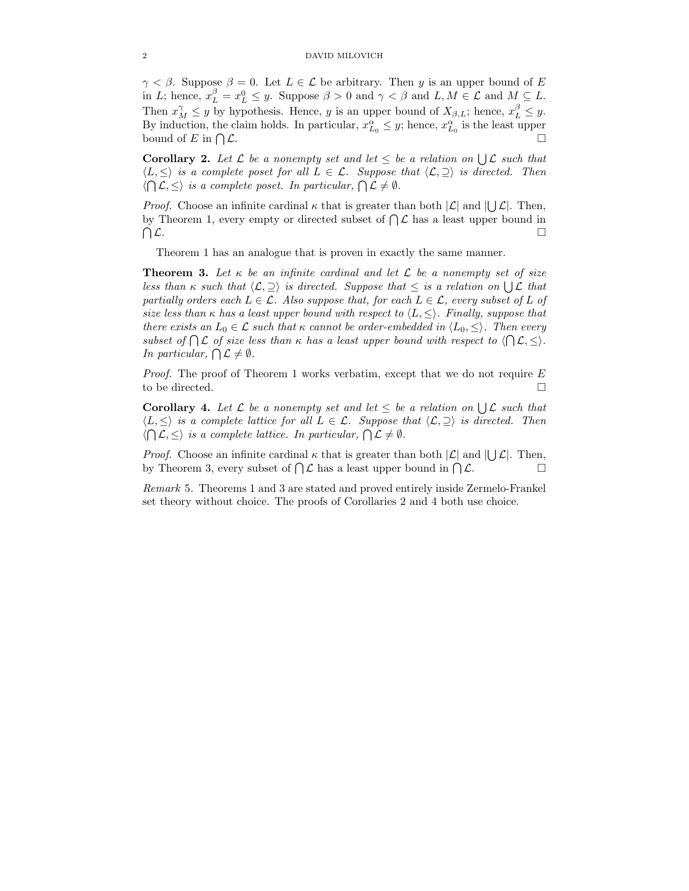$\gamma < \beta$. Suppose $\beta = 0$. Let $L \in \mathcal{L}$ be arbitrary. Then $y$ is an upper bound of $E$ in $L$; hence, $x_L^\beta = x_L^0 \leq y$. Suppose $\beta > 0$ and $\gamma < \beta$ and $L, M \in \mathcal{L}$ and $M \subseteq L$. Then $x_M^\gamma \leq y$ by hypothesis. Hence, $y$ is an upper bound of $X_{\beta,L}$; hence, $x_L^\beta \leq y$. By induction, the claim holds. In particular, $x_{L_0}^\alpha \leq y$; hence, $x_{L_0}^\alpha$ is the least upper bound of $E$ in $\bigcap \mathcal{L}$. □

**Corollary 2.** *Let $\mathcal{L}$ be a nonempty set and let $\leq$ be a relation on $\bigcup \mathcal{L}$ such that $\langle L, \leq \rangle$ is a complete poset for all $L \in \mathcal{L}$. Suppose that $\langle \mathcal{L}, \supseteq \rangle$ is directed. Then $\langle \bigcap \mathcal{L}, \leq \rangle$ is a complete poset. In particular, $\bigcap \mathcal{L} \neq \emptyset$.*

*Proof.* Choose an infinite cardinal $\kappa$ that is greater than both $|\mathcal{L}|$ and $|\bigcup \mathcal{L}|$. Then, by Theorem 1, every empty or directed subset of $\bigcap \mathcal{L}$ has a least upper bound in $\bigcap \mathcal{L}$. □

Theorem 1 has an analogue that is proven in exactly the same manner.

**Theorem 3.** *Let $\kappa$ be an infinite cardinal and let $\mathcal{L}$ be a nonempty set of size less than $\kappa$ such that $\langle \mathcal{L}, \supseteq \rangle$ is directed. Suppose that $\leq$ is a relation on $\bigcup \mathcal{L}$ that partially orders each $L \in \mathcal{L}$. Also suppose that, for each $L \in \mathcal{L}$, every subset of $L$ of size less than $\kappa$ has a least upper bound with respect to $\langle L, \leq \rangle$. Finally, suppose that there exists an $L_0 \in \mathcal{L}$ such that $\kappa$ cannot be order-embedded in $\langle L_0, \leq \rangle$. Then every subset of $\bigcap \mathcal{L}$ of size less than $\kappa$ has a least upper bound with respect to $\langle \bigcap \mathcal{L}, \leq \rangle$. In particular, $\bigcap \mathcal{L} \neq \emptyset$.*

*Proof.* The proof of Theorem 1 works verbatim, except that we do not require $E$ to be directed. □

**Corollary 4.** *Let $\mathcal{L}$ be a nonempty set and let $\leq$ be a relation on $\bigcup \mathcal{L}$ such that $\langle L, \leq \rangle$ is a complete lattice for all $L \in \mathcal{L}$. Suppose that $\langle \mathcal{L}, \supseteq \rangle$ is directed. Then $\langle \bigcap \mathcal{L}, \leq \rangle$ is a complete lattice. In particular, $\bigcap \mathcal{L} \neq \emptyset$.*

*Proof.* Choose an infinite cardinal $\kappa$ that is greater than both $|\mathcal{L}|$ and $|\bigcup \mathcal{L}|$. Then, by Theorem 3, every subset of $\bigcap \mathcal{L}$ has a least upper bound in $\bigcap \mathcal{L}$. □

*Remark* 5. Theorems 1 and 3 are stated and proved entirely inside Zermelo-Frankel set theory without choice. The proofs of Corollaries 2 and 4 both use choice.